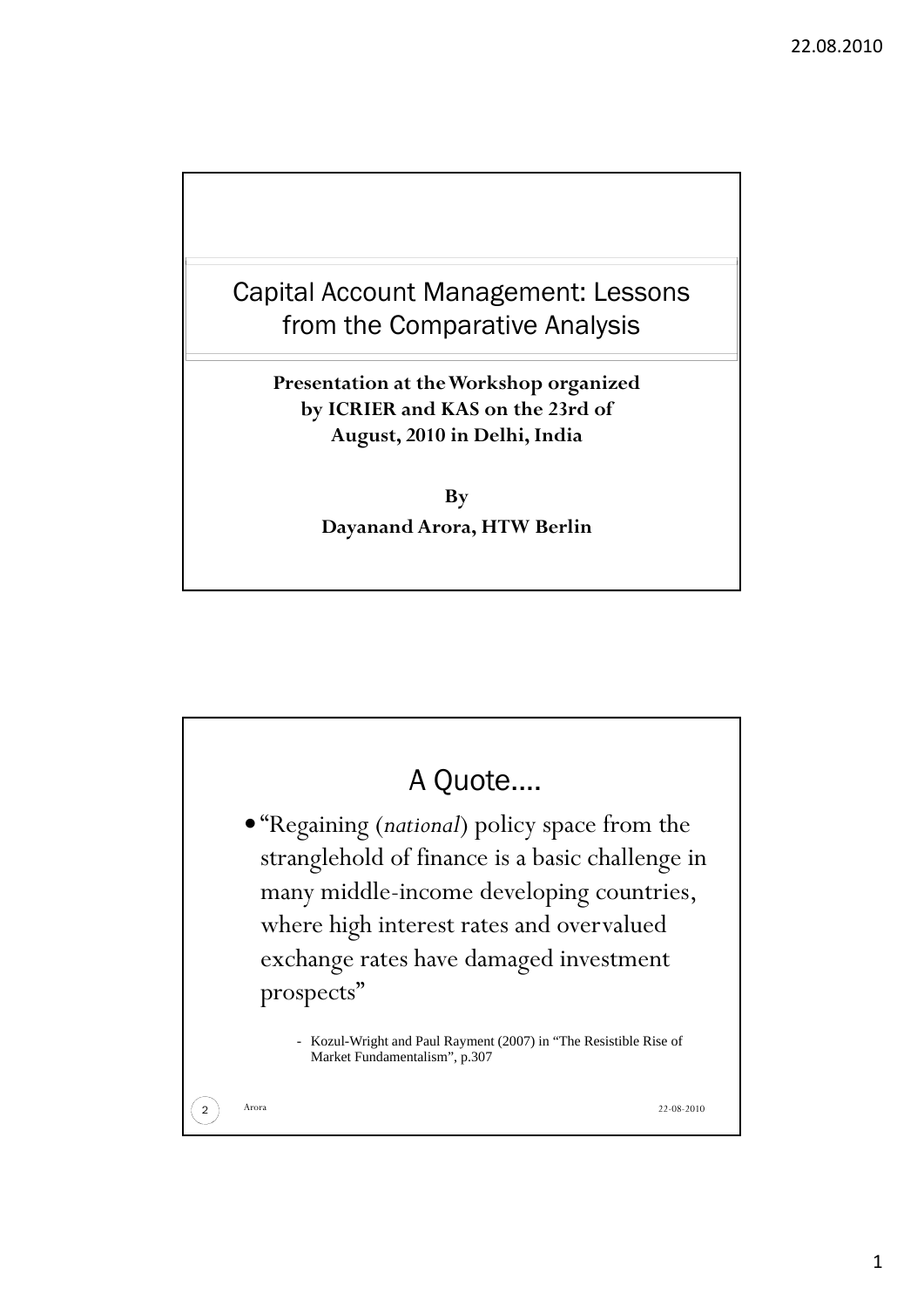# Capital Account Management: Lessons from the Comparative Analysis

**Presentation at the Workshop organized by ICRIER and KAS on the 23rd of August, 2010 in Delhi, India**

**By**

**Dayanand Arora, HTW Berlin**

## A Quote….

- "Regaining (*national*) policy space from the stranglehold of finance is a basic challenge in many middle-income developing countries, where high interest rates and overvalued exchange rates have damaged investment prospects"

  - Kozul-Wright and Paul Rayment (2007) in "The Resistible Rise of Market Fundamentalism", p.307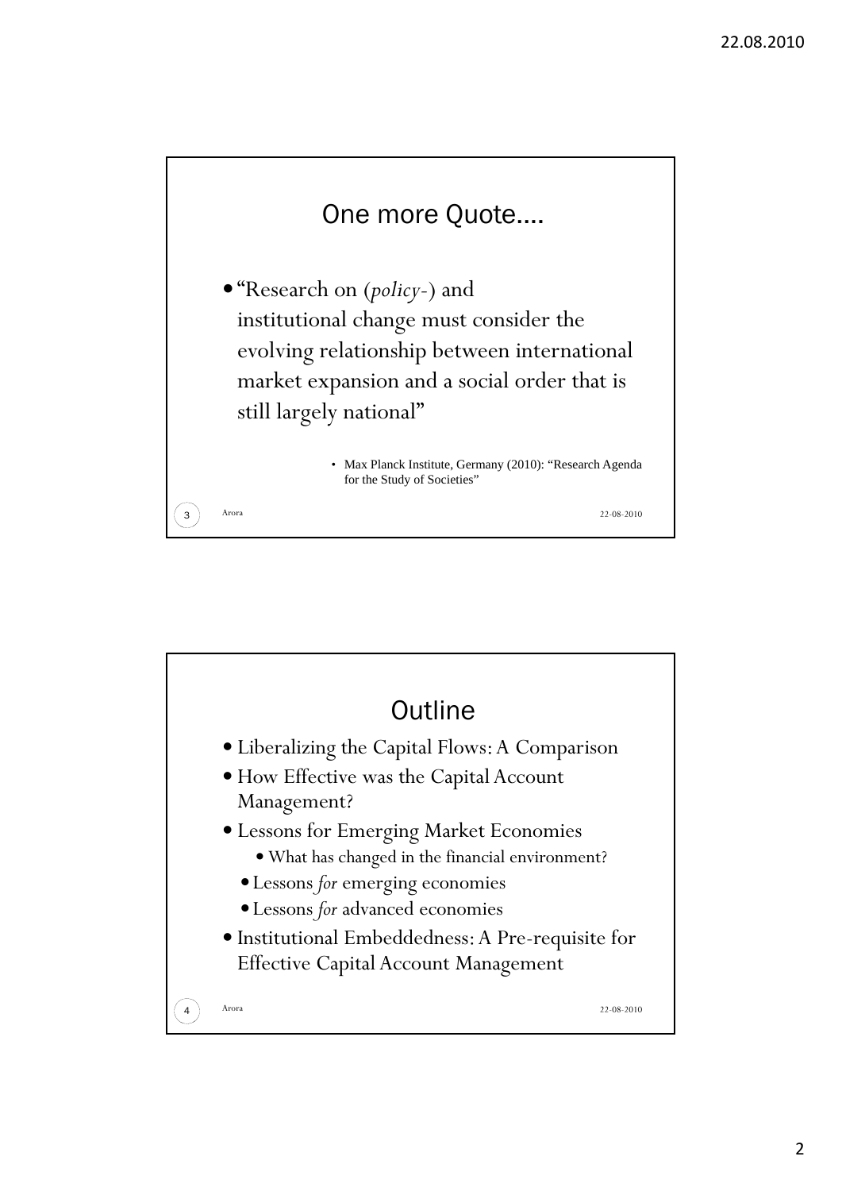## One more Quote….

- "Research on (*policy-*) and institutional change must consider the evolving relationship between international market expansion and a social order that is still largely national"
  - Max Planck Institute, Germany (2010): "Research Agenda for the Study of Societies"

## Outline

- Liberalizing the Capital Flows: A Comparison
- How Effective was the Capital Account Management?
- Lessons for Emerging Market Economies
  - What has changed in the financial environment?
  - Lessons *for* emerging economies
  - Lessons *for* advanced economies
- Institutional Embeddedness: A Pre-requisite for Effective Capital Account Management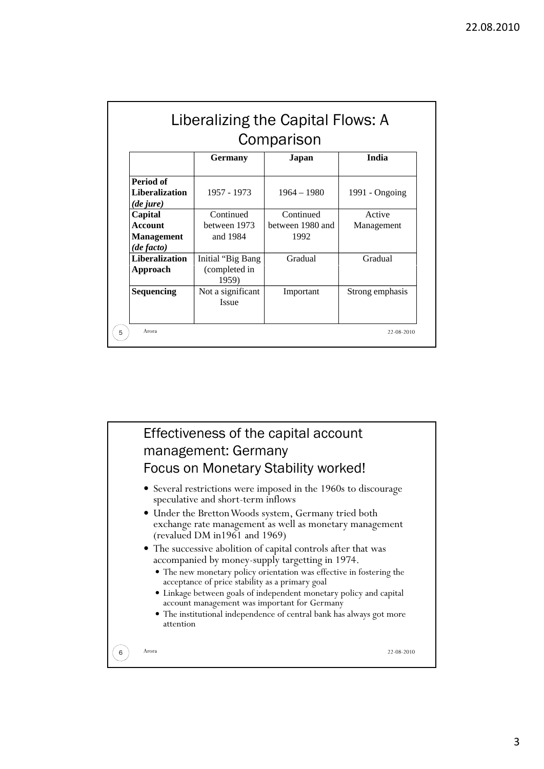## Liberalizing the Capital Flows: A Comparison

| | Germany | Japan | India |
|---|---|---|---|
| **Period of Liberalization *(de jure)*** | 1957 - 1973 | 1964 – 1980 | 1991 - Ongoing |
| **Capital Account Management *(de facto)*** | Continued between 1973 and 1984 | Continued between 1980 and 1992 | Active Management |
| **Liberalization Approach** | Initial "Big Bang (completed in 1959) | Gradual | Gradual |
| **Sequencing** | Not a significant Issue | Important | Strong emphasis |

## Effectiveness of the capital account management: Germany
## Focus on Monetary Stability worked!

- Several restrictions were imposed in the 1960s to discourage speculative and short-term inflows
- Under the Bretton Woods system, Germany tried both exchange rate management as well as monetary management (revalued DM in1961 and 1969)
- The successive abolition of capital controls after that was accompanied by money-supply targetting in 1974.
  - The new monetary policy orientation was effective in fostering the acceptance of price stability as a primary goal
  - Linkage between goals of independent monetary policy and capital account management was important for Germany
  - The institutional independence of central bank has always got more attention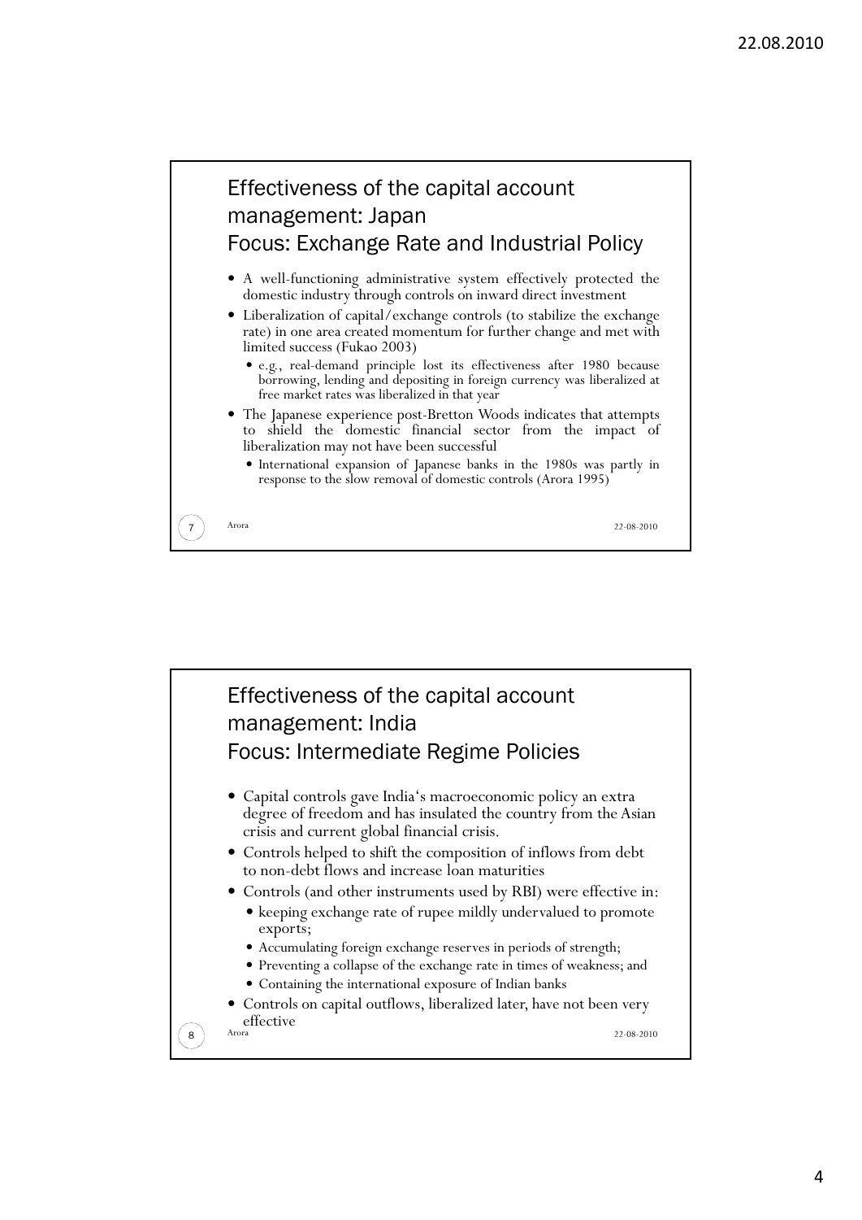## Effectiveness of the capital account management: Japan
## Focus: Exchange Rate and Industrial Policy

- A well-functioning administrative system effectively protected the domestic industry through controls on inward direct investment
- Liberalization of capital/exchange controls (to stabilize the exchange rate) in one area created momentum for further change and met with limited success (Fukao 2003)
  - e.g., real-demand principle lost its effectiveness after 1980 because borrowing, lending and depositing in foreign currency was liberalized at free market rates was liberalized in that year
- The Japanese experience post-Bretton Woods indicates that attempts to shield the domestic financial sector from the impact of liberalization may not have been successful
  - International expansion of Japanese banks in the 1980s was partly in response to the slow removal of domestic controls (Arora 1995)

## Effectiveness of the capital account management: India
## Focus: Intermediate Regime Policies

- Capital controls gave India's macroeconomic policy an extra degree of freedom and has insulated the country from the Asian crisis and current global financial crisis.
- Controls helped to shift the composition of inflows from debt to non-debt flows and increase loan maturities
- Controls (and other instruments used by RBI) were effective in:
  - keeping exchange rate of rupee mildly undervalued to promote exports;
  - Accumulating foreign exchange reserves in periods of strength;
  - Preventing a collapse of the exchange rate in times of weakness; and
  - Containing the international exposure of Indian banks
- Controls on capital outflows, liberalized later, have not been very effective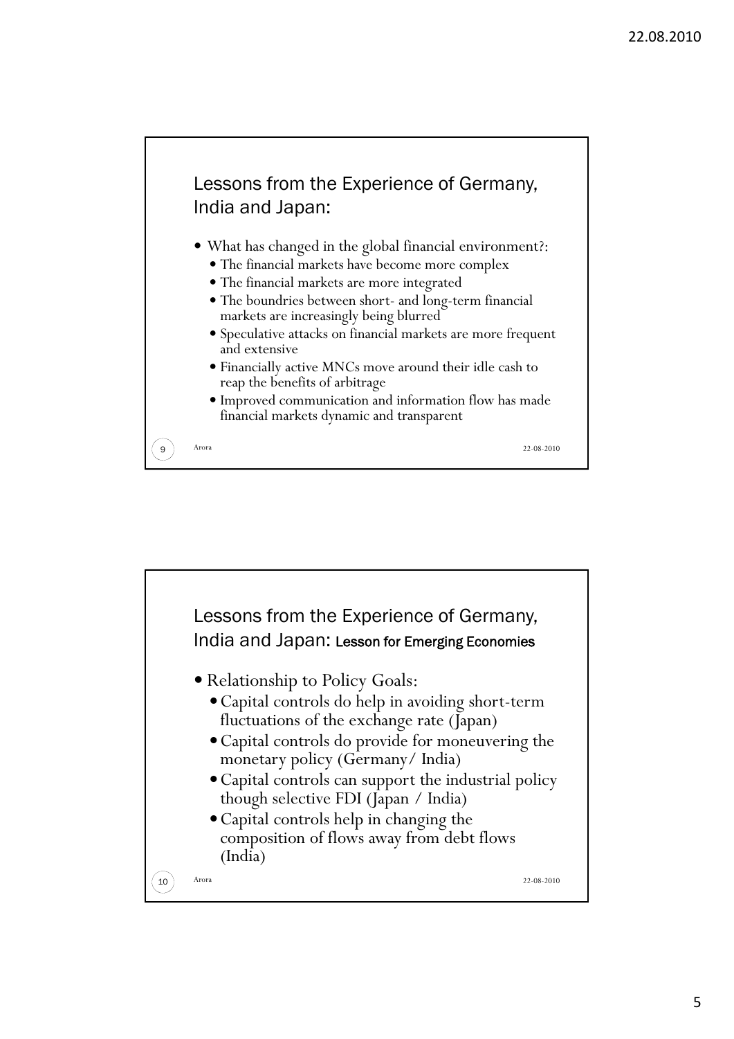## Lessons from the Experience of Germany, India and Japan:

- What has changed in the global financial environment?:
  - The financial markets have become more complex
  - The financial markets are more integrated
  - The boundries between short- and long-term financial markets are increasingly being blurred
  - Speculative attacks on financial markets are more frequent and extensive
  - Financially active MNCs move around their idle cash to reap the benefits of arbitrage
  - Improved communication and information flow has made financial markets dynamic and transparent

## Lessons from the Experience of Germany, India and Japan: Lesson for Emerging Economies

- Relationship to Policy Goals:
  - Capital controls do help in avoiding short-term fluctuations of the exchange rate (Japan)
  - Capital controls do provide for moneuvering the monetary policy (Germany/ India)
  - Capital controls can support the industrial policy though selective FDI (Japan / India)
  - Capital controls help in changing the composition of flows away from debt flows (India)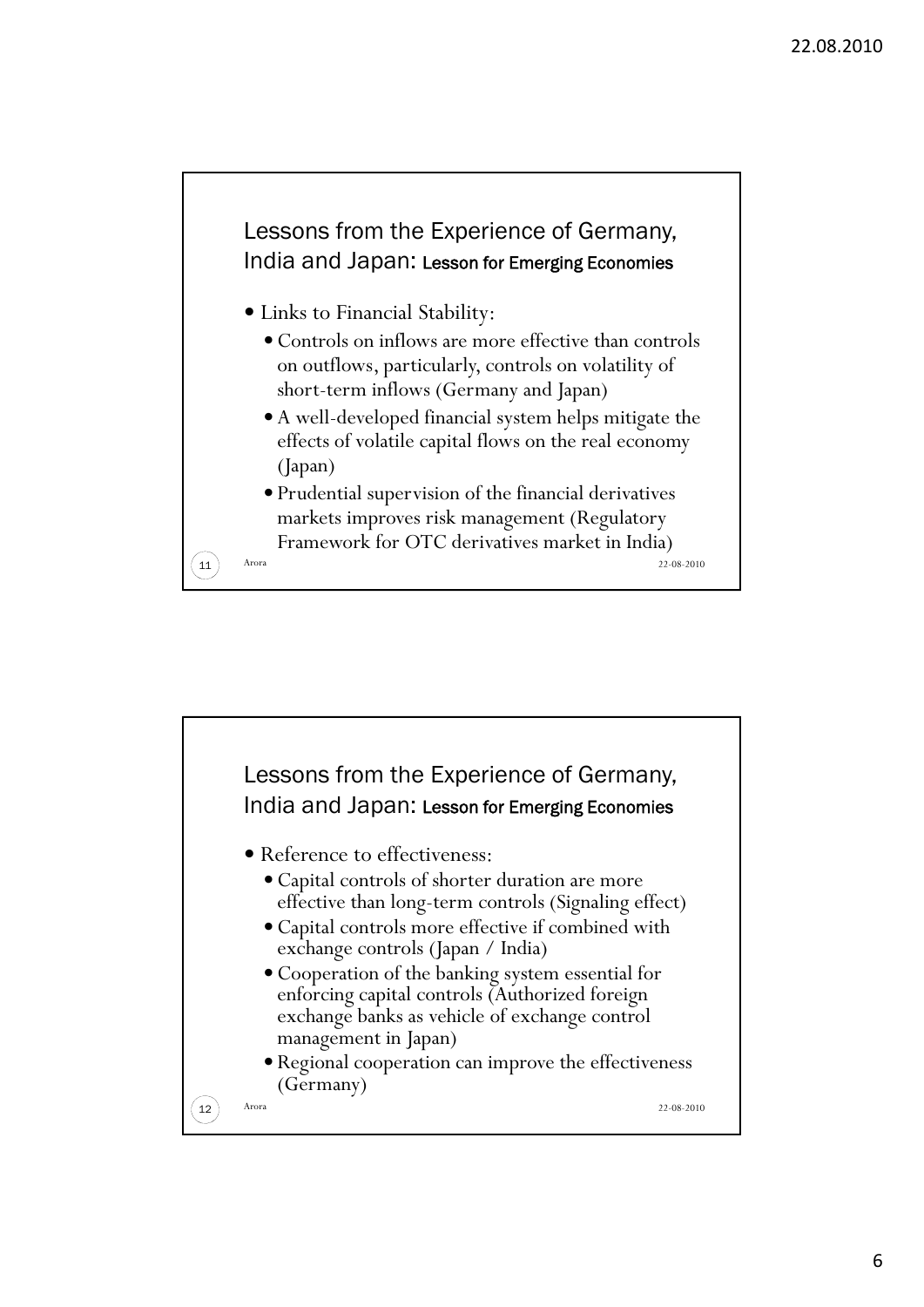## Lessons from the Experience of Germany, India and Japan: Lesson for Emerging Economies

- Links to Financial Stability:
  - Controls on inflows are more effective than controls on outflows, particularly, controls on volatility of short-term inflows (Germany and Japan)
  - A well-developed financial system helps mitigate the effects of volatile capital flows on the real economy (Japan)
  - Prudential supervision of the financial derivatives markets improves risk management (Regulatory Framework for OTC derivatives market in India)

## Lessons from the Experience of Germany, India and Japan: Lesson for Emerging Economies

- Reference to effectiveness:
  - Capital controls of shorter duration are more effective than long-term controls (Signaling effect)
  - Capital controls more effective if combined with exchange controls (Japan / India)
  - Cooperation of the banking system essential for enforcing capital controls (Authorized foreign exchange banks as vehicle of exchange control management in Japan)
  - Regional cooperation can improve the effectiveness (Germany)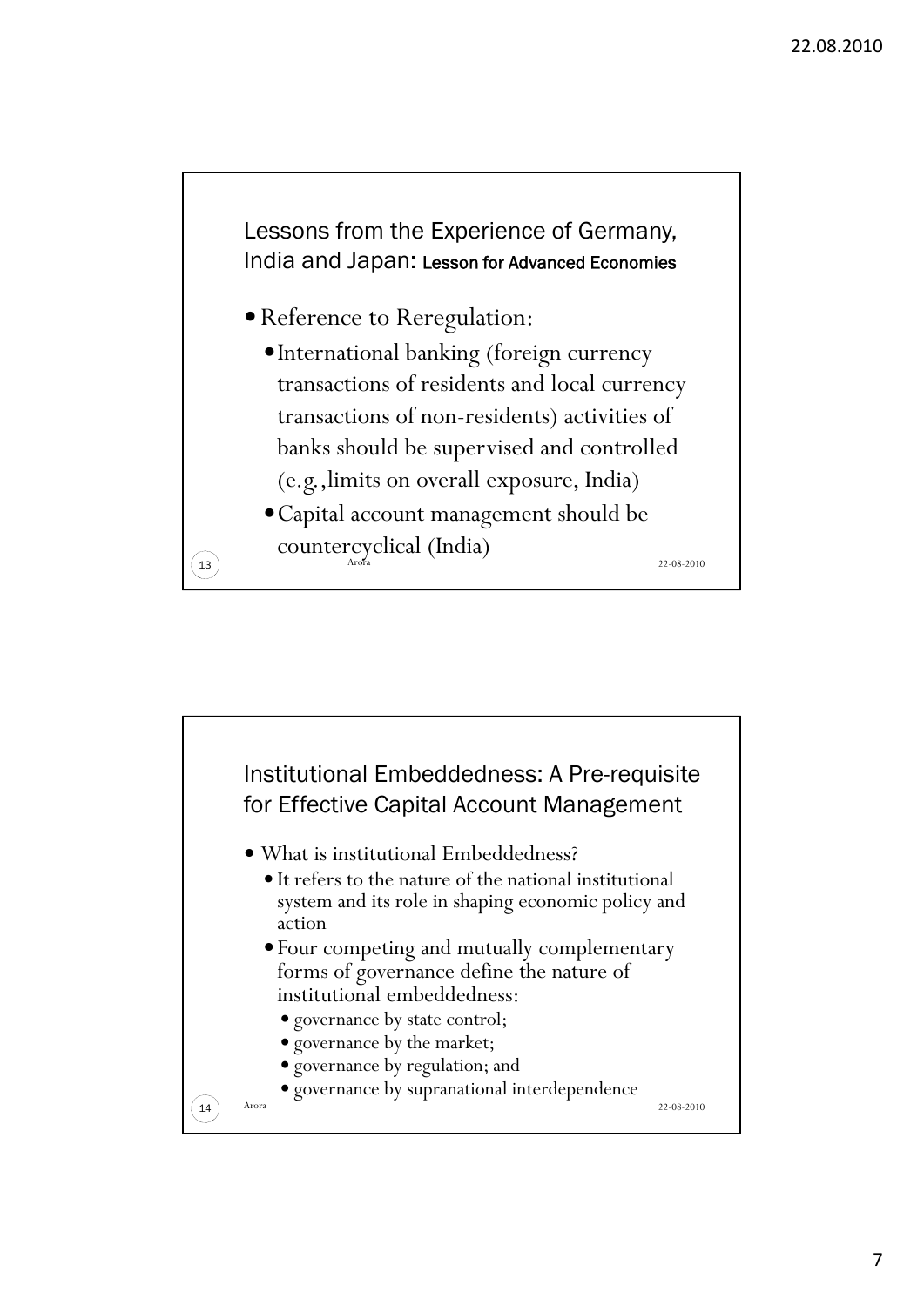## Lessons from the Experience of Germany, India and Japan: Lesson for Advanced Economies

- Reference to Reregulation:
  - International banking (foreign currency transactions of residents and local currency transactions of non-residents) activities of banks should be supervised and controlled (e.g.,limits on overall exposure, India)
  - Capital account management should be countercyclical (India)

## Institutional Embeddedness: A Pre-requisite for Effective Capital Account Management

- What is institutional Embeddedness?
  - It refers to the nature of the national institutional system and its role in shaping economic policy and action
  - Four competing and mutually complementary forms of governance define the nature of institutional embeddedness:
    - governance by state control;
    - governance by the market;
    - governance by regulation; and
    - governance by supranational interdependence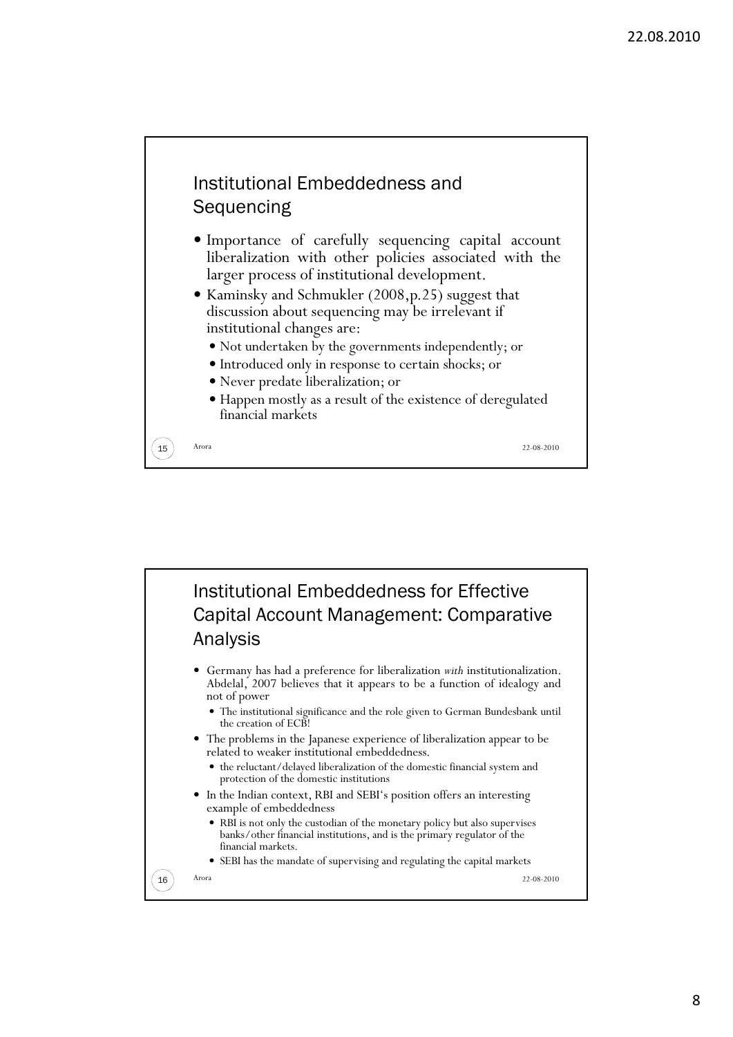## Institutional Embeddedness and Sequencing

- Importance of carefully sequencing capital account liberalization with other policies associated with the larger process of institutional development.
- Kaminsky and Schmukler (2008,p.25) suggest that discussion about sequencing may be irrelevant if institutional changes are:
  - Not undertaken by the governments independently; or
  - Introduced only in response to certain shocks; or
  - Never predate liberalization; or
  - Happen mostly as a result of the existence of deregulated financial markets

## Institutional Embeddedness for Effective Capital Account Management: Comparative Analysis

- Germany has had a preference for liberalization *with* institutionalization. Abdelal, 2007 believes that it appears to be a function of idealogy and not of power
  - The institutional significance and the role given to German Bundesbank until the creation of ECB!
- The problems in the Japanese experience of liberalization appear to be related to weaker institutional embeddedness.
  - the reluctant/delayed liberalization of the domestic financial system and protection of the domestic institutions
- In the Indian context, RBI and SEBI's position offers an interesting example of embeddedness
  - RBI is not only the custodian of the monetary policy but also supervises banks/other financial institutions, and is the primary regulator of the financial markets.
  - SEBI has the mandate of supervising and regulating the capital markets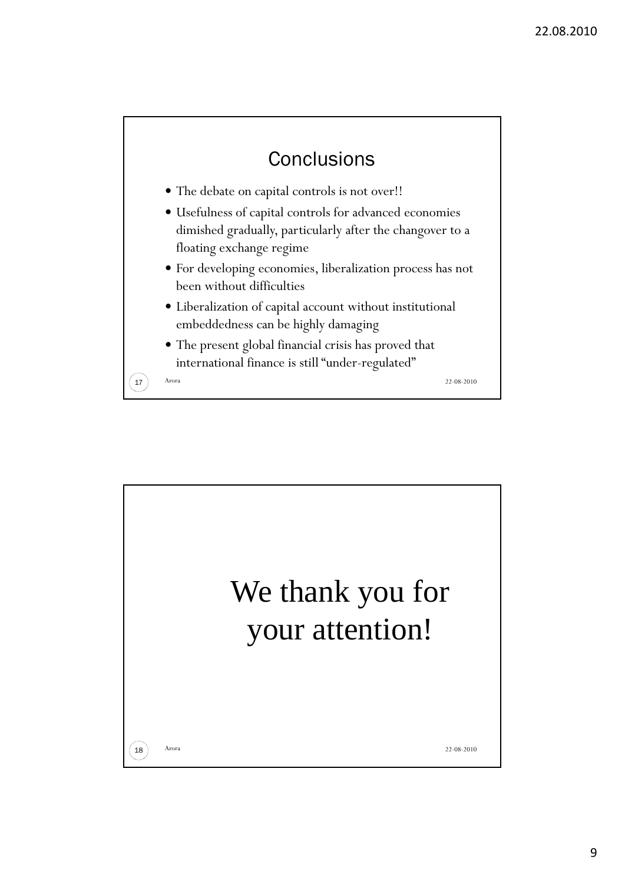## Conclusions

- The debate on capital controls is not over!!
- Usefulness of capital controls for advanced economies dimished gradually, particularly after the changover to a floating exchange regime
- For developing economies, liberalization process has not been without difficulties
- Liberalization of capital account without institutional embeddedness can be highly damaging
- The present global financial crisis has proved that international finance is still "under-regulated"

We thank you for your attention!